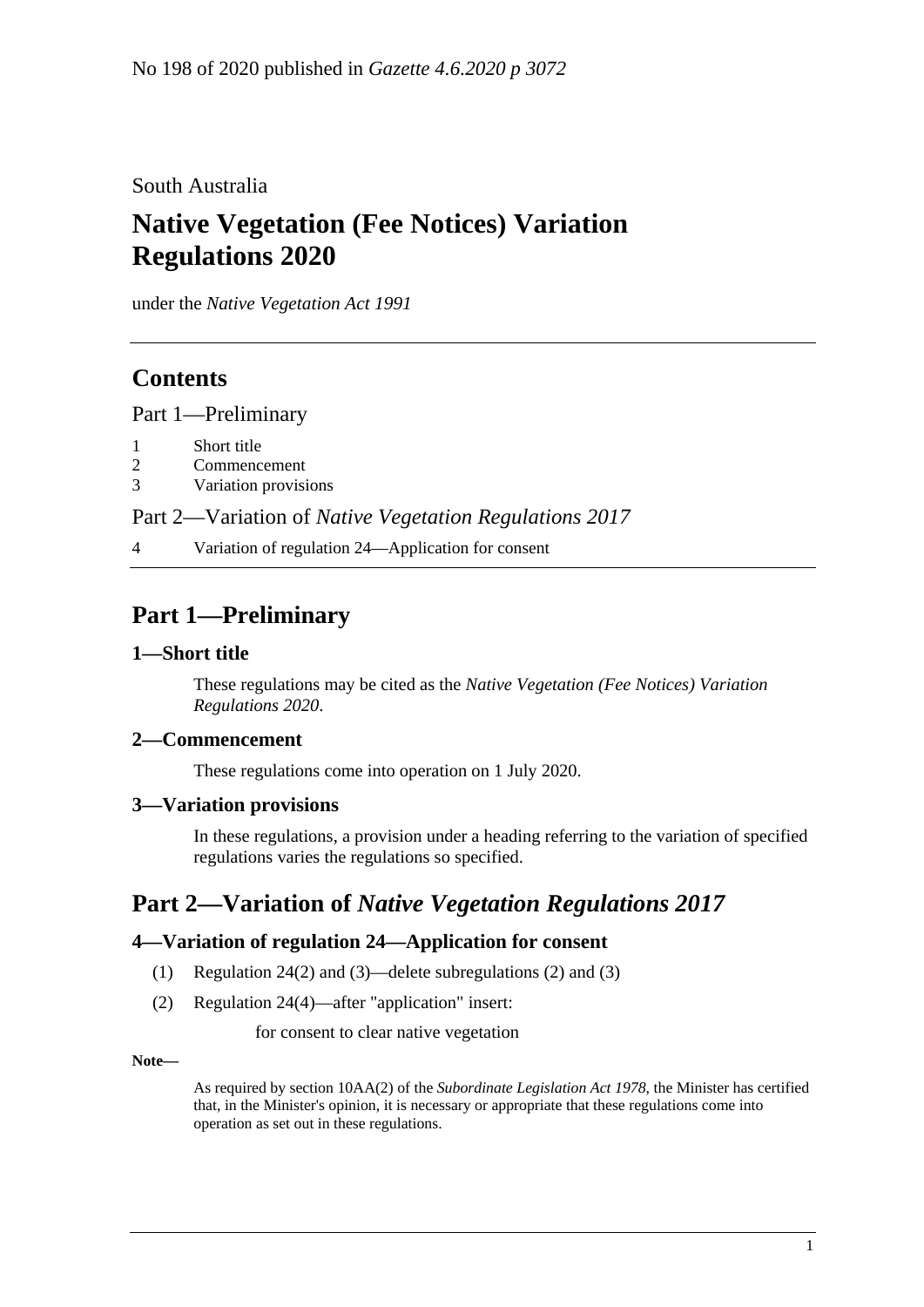No 198 of 2020 published in *Gazette 4.6.2020 p 3072*

South Australia

# Native Vegetation (Fee Notices) Variation Regulations 2020

under the *Native Vegetation Act 1991*

## Contents

Part 1—Preliminary

1 Short title
2 Commencement
3 Variation provisions

Part 2—Variation of *Native Vegetation Regulations 2017*

4 Variation of regulation 24—Application for consent

## Part 1—Preliminary

### 1—Short title

These regulations may be cited as the *Native Vegetation (Fee Notices) Variation Regulations 2020*.

### 2—Commencement

These regulations come into operation on 1 July 2020.

### 3—Variation provisions

In these regulations, a provision under a heading referring to the variation of specified regulations varies the regulations so specified.

## Part 2—Variation of *Native Vegetation Regulations 2017*

### 4—Variation of regulation 24—Application for consent

(1) Regulation 24(2) and (3)—delete subregulations (2) and (3)

(2) Regulation 24(4)—after "application" insert:

for consent to clear native vegetation

**Note—**

As required by section 10AA(2) of the *Subordinate Legislation Act 1978*, the Minister has certified that, in the Minister's opinion, it is necessary or appropriate that these regulations come into operation as set out in these regulations.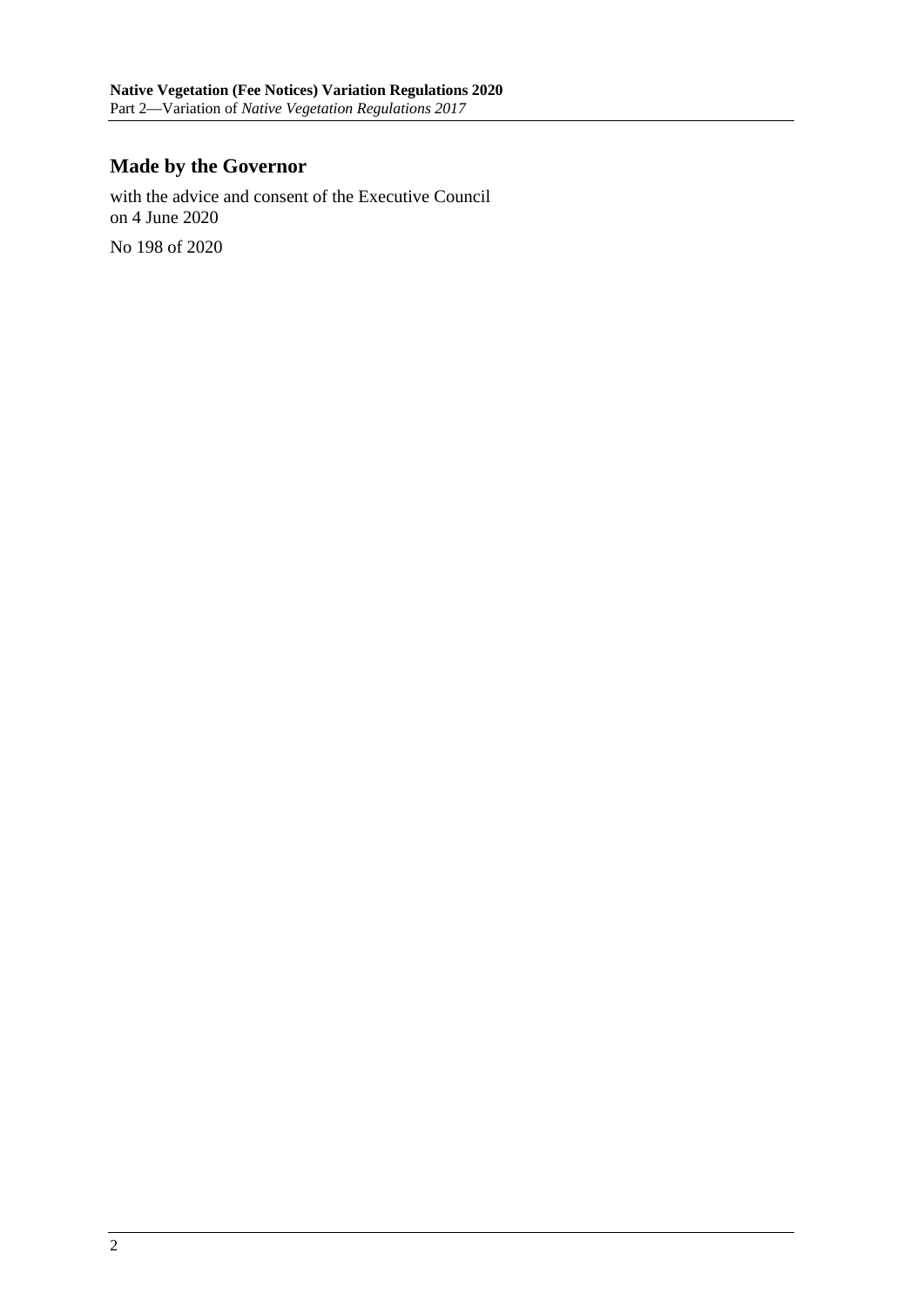## Made by the Governor

with the advice and consent of the Executive Council
on 4 June 2020

No 198 of 2020